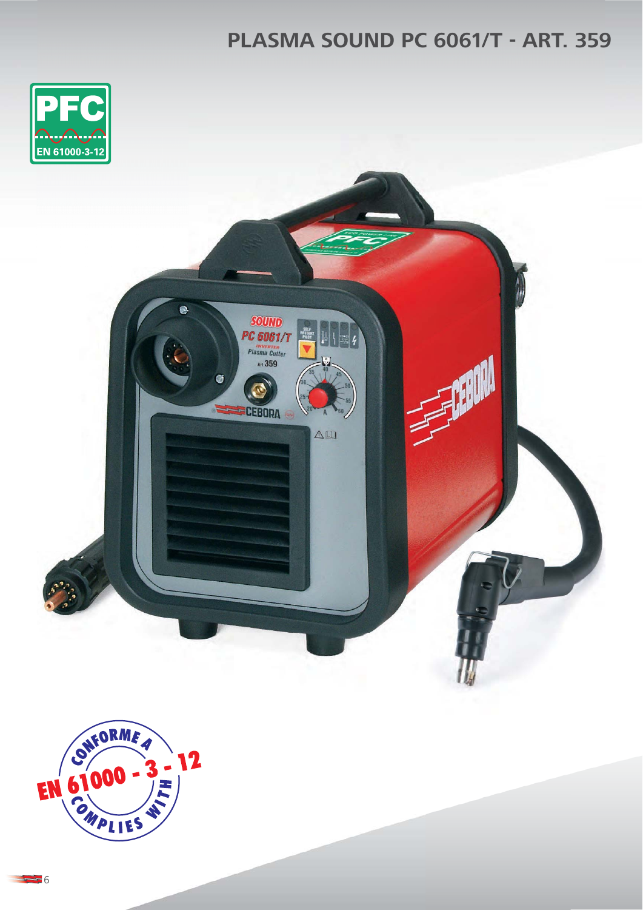# PLASMA SOUND PC 6061/T - ART. 359

PFC

EN 61000-3-12

CONFORME A EN 61000 - 3 - 12 COMPLIES WITH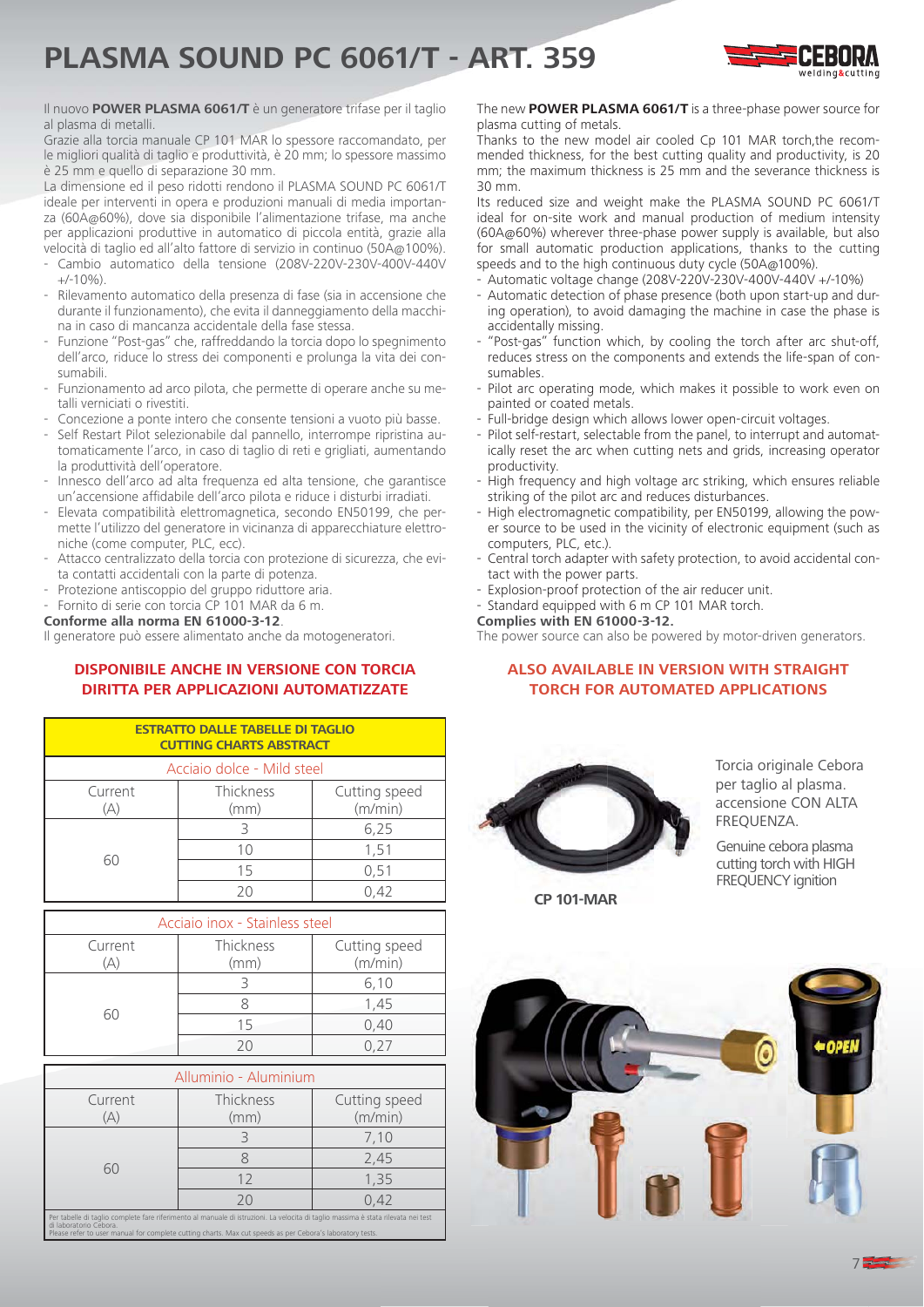# PLASMA SOUND PC 6061/T - ART. 359

Il nuovo **POWER PLASMA 6061/T** è un generatore trifase per il taglio al plasma di metalli.
Grazie alla torcia manuale CP 101 MAR lo spessore raccomandato, per le migliori qualità di taglio e produttività, è 20 mm; lo spessore massimo è 25 mm e quello di separazione 30 mm.
La dimensione ed il peso ridotti rendono il PLASMA SOUND PC 6061/T ideale per interventi in opera e produzioni manuali di media importanza (60A@60%), dove sia disponibile l'alimentazione trifase, ma anche per applicazioni produttive in automatico di piccola entità, grazie alla velocità di taglio ed all'alto fattore di servizio in continuo (50A@100%).

- Cambio automatico della tensione (208V-220V-230V-400V-440V +/-10%).
- Rilevamento automatico della presenza di fase (sia in accensione che durante il funzionamento), che evita il danneggiamento della macchina in caso di mancanza accidentale della fase stessa.
- Funzione "Post-gas" che, raffreddando la torcia dopo lo spegnimento dell'arco, riduce lo stress dei componenti e prolunga la vita dei consumabili.
- Funzionamento ad arco pilota, che permette di operare anche su metalli verniciati o rivestiti.
- Concezione a ponte intero che consente tensioni a vuoto più basse.
- Self Restart Pilot selezionabile dal pannello, interrompe ripristina automaticamente l'arco, in caso di taglio di reti e grigliati, aumentando la produttività dell'operatore.
- Innesco dell'arco ad alta frequenza ed alta tensione, che garantisce un'accensione affidabile dell'arco pilota e riduce i disturbi irradiati.
- Elevata compatibilità elettromagnetica, secondo EN50199, che permette l'utilizzo del generatore in vicinanza di apparecchiature elettroniche (come computer, PLC, ecc).
- Attacco centralizzato della torcia con protezione di sicurezza, che evita contatti accidentali con la parte di potenza.
- Protezione antiscoppio del gruppo riduttore aria.
- Fornito di serie con torcia CP 101 MAR da 6 m.

**Conforme alla norma EN 61000-3-12**.
Il generatore può essere alimentato anche da motogeneratori.

**DISPONIBILE ANCHE IN VERSIONE CON TORCIA DIRITTA PER APPLICAZIONI AUTOMATIZZATE**

The new **POWER PLASMA 6061/T** is a three-phase power source for plasma cutting of metals.
Thanks to the new model air cooled Cp 101 MAR torch,the recommended thickness, for the best cutting quality and productivity, is 20 mm; the maximum thickness is 25 mm and the severance thickness is 30 mm.
Its reduced size and weight make the PLASMA SOUND PC 6061/T ideal for on-site work and manual production of medium intensity (60A@60%) wherever three-phase power supply is available, but also for small automatic production applications, thanks to the cutting speeds and to the high continuous duty cycle (50A@100%).

- Automatic voltage change (208V-220V-230V-400V-440V +/-10%)
- Automatic detection of phase presence (both upon start-up and during operation), to avoid damaging the machine in case the phase is accidentally missing.
- "Post-gas" function which, by cooling the torch after arc shut-off, reduces stress on the components and extends the life-span of consumables.
- Pilot arc operating mode, which makes it possible to work even on painted or coated metals.
- Full-bridge design which allows lower open-circuit voltages.
- Pilot self-restart, selectable from the panel, to interrupt and automatically reset the arc when cutting nets and grids, increasing operator productivity.
- High frequency and high voltage arc striking, which ensures reliable striking of the pilot arc and reduces disturbances.
- High electromagnetic compatibility, per EN50199, allowing the power source to be used in the vicinity of electronic equipment (such as computers, PLC, etc.).
- Central torch adapter with safety protection, to avoid accidental contact with the power parts.
- Explosion-proof protection of the air reducer unit.
- Standard equipped with 6 m CP 101 MAR torch.

**Complies with EN 61000-3-12.**
The power source can also be powered by motor-driven generators.

**ALSO AVAILABLE IN VERSION WITH STRAIGHT TORCH FOR AUTOMATED APPLICATIONS**

**ESTRATTO DALLE TABELLE DI TAGLIO / CUTTING CHARTS ABSTRACT**

Acciaio dolce - Mild steel

| Current (A) | Thickness (mm) | Cutting speed (m/min) |
|---|---|---|
| 60 | 3 | 6,25 |
| | 10 | 1,51 |
| | 15 | 0,51 |
| | 20 | 0,42 |

Acciaio inox - Stainless steel

| Current (A) | Thickness (mm) | Cutting speed (m/min) |
|---|---|---|
| 60 | 3 | 6,10 |
| | 8 | 1,45 |
| | 15 | 0,40 |
| | 20 | 0,27 |

Alluminio - Aluminium

| Current (A) | Thickness (mm) | Cutting speed (m/min) |
|---|---|---|
| 60 | 3 | 7,10 |
| | 8 | 2,45 |
| | 12 | 1,35 |
| | 20 | 0,42 |

Per tabelle di taglio complete fare riferimento al manuale di istruzioni. La velocità di taglio massima è stata rilevata nei test di laboratorio Cebora.
Please refer to user manual for complete cutting charts. Max cut speeds as per Cebora's laboratory tests.

Torcia originale Cebora per taglio al plasma. accensione CON ALTA FREQUENZA.

Genuine cebora plasma cutting torch with HIGH FREQUENCY ignition

**CP 101-MAR**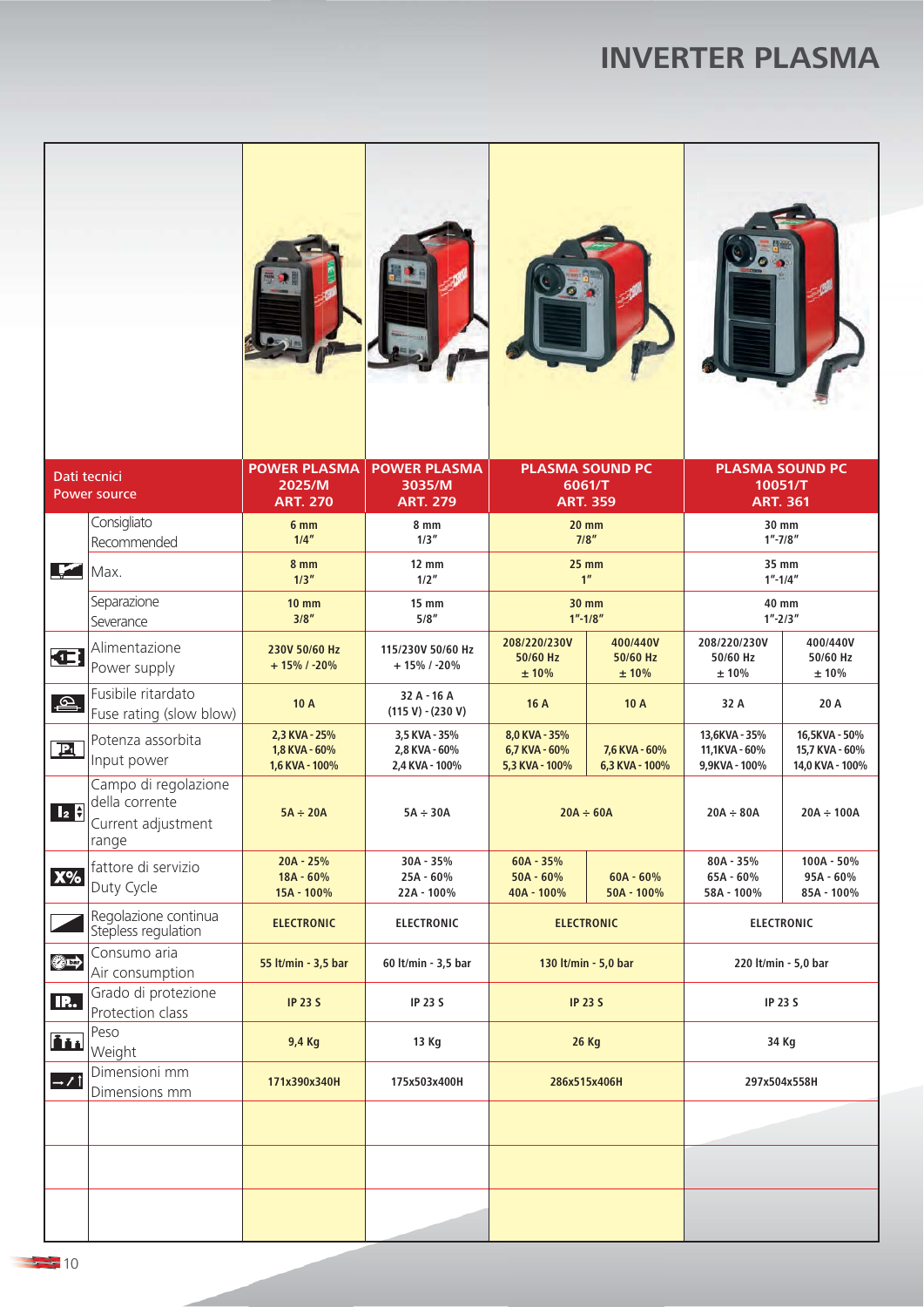# INVERTER PLASMA

| Dati tecnici<br>Power source | | POWER PLASMA 2025/M ART. 270 | POWER PLASMA 3035/M ART. 279 | PLASMA SOUND PC 6061/T ART. 359 | | PLASMA SOUND PC 10051/T ART. 361 | |
|---|---|---|---|---|---|---|---|
| | Consigliato<br>Recommended | 6 mm<br>1/4" | 8 mm<br>1/3" | 20 mm<br>7/8" | | 30 mm<br>1"-7/8" | |
| | Max. | 8 mm<br>1/3" | 12 mm<br>1/2" | 25 mm<br>1" | | 35 mm<br>1"-1/4" | |
| | Separazione<br>Severance | 10 mm<br>3/8" | 15 mm<br>5/8" | 30 mm<br>1"-1/8" | | 40 mm<br>1"-2/3" | |
| | Alimentazione<br>Power supply | 230V 50/60 Hz<br>+ 15% / -20% | 115/230V 50/60 Hz<br>+ 15% / -20% | 208/220/230V<br>50/60 Hz<br>± 10% | 400/440V<br>50/60 Hz<br>± 10% | 208/220/230V<br>50/60 Hz<br>± 10% | 400/440V<br>50/60 Hz<br>± 10% |
| | Fusibile ritardato<br>Fuse rating (slow blow) | 10 A | 32 A - 16 A<br>(115 V) - (230 V) | 16 A | 10 A | 32 A | 20 A |
| | Potenza assorbita<br>Input power | 2,3 KVA - 25%<br>1,8 KVA - 60%<br>1,6 KVA - 100% | 3,5 KVA - 35%<br>2,8 KVA - 60%<br>2,4 KVA - 100% | 8,0 KVA - 35%<br>6,7 KVA - 60%<br>5,3 KVA - 100% | 7,6 KVA - 60%<br>6,3 KVA - 100% | 13,6KVA - 35%<br>11,1KVA - 60%<br>9,9KVA - 100% | 16,5KVA - 50%<br>15,7 KVA - 60%<br>14,0 KVA - 100% |
| | Campo di regolazione della corrente<br>Current adjustment range | 5A ÷ 20A | 5A ÷ 30A | 20A ÷ 60A | | 20A ÷ 80A | 20A ÷ 100A |
| | fattore di servizio<br>Duty Cycle | 20A - 25%<br>18A - 60%<br>15A - 100% | 30A - 35%<br>25A - 60%<br>22A - 100% | 60A - 35%<br>50A - 60%<br>40A - 100% | 60A - 60%<br>50A - 100% | 80A - 35%<br>65A - 60%<br>58A - 100% | 100A - 50%<br>95A - 60%<br>85A - 100% |
| | Regolazione continua<br>Stepless regulation | ELECTRONIC | ELECTRONIC | ELECTRONIC | | ELECTRONIC | |
| | Consumo aria<br>Air consumption | 55 lt/min - 3,5 bar | 60 lt/min - 3,5 bar | 130 lt/min - 5,0 bar | | 220 lt/min - 5,0 bar | |
| | Grado di protezione<br>Protection class | IP 23 S | IP 23 S | IP 23 S | | IP 23 S | |
| | Peso<br>Weight | 9,4 Kg | 13 Kg | 26 Kg | | 34 Kg | |
| | Dimensioni mm<br>Dimensions mm | 171x390x340H | 175x503x400H | 286x515x406H | | 297x504x558H | |